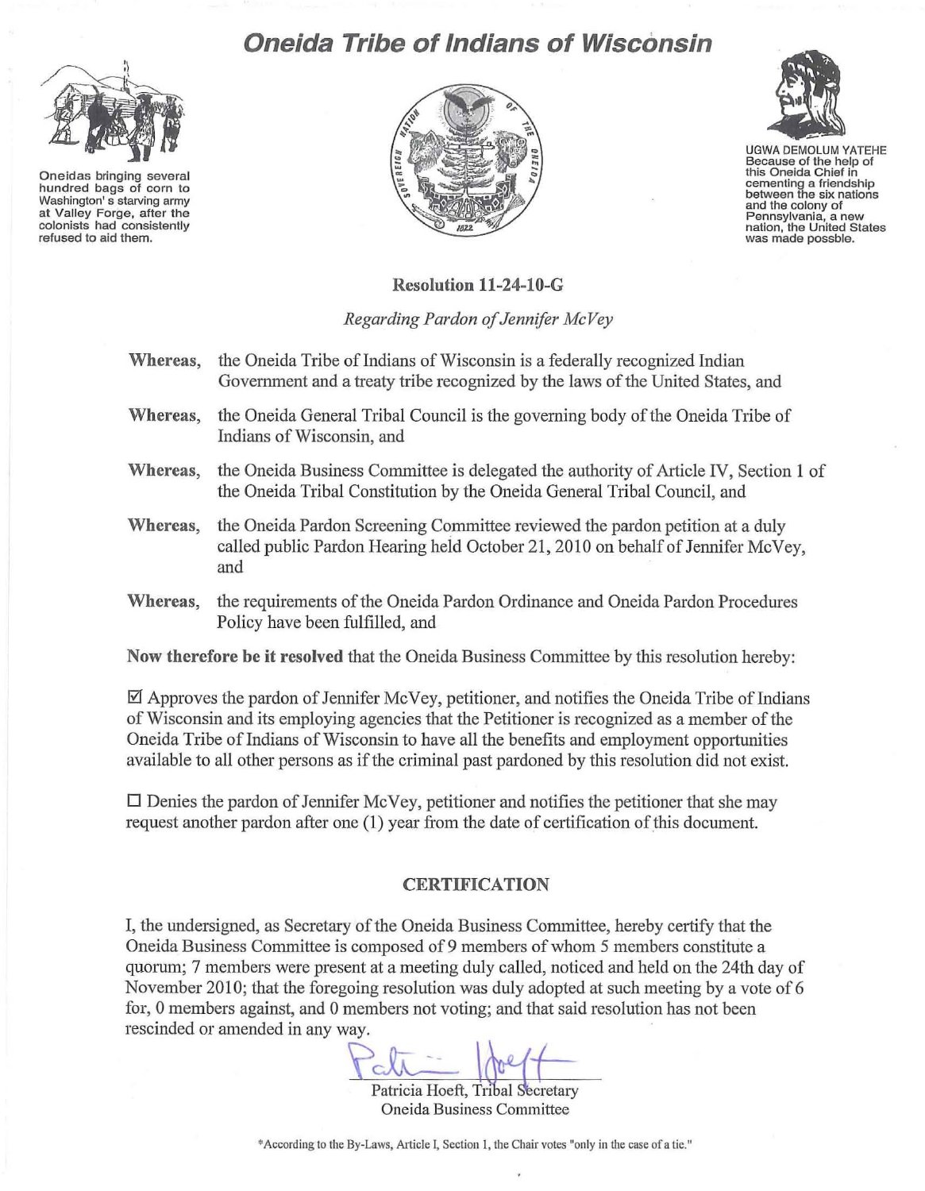# Oneida Tribe of Indians of Wisconsin

Oneidas bringing several hundred bags of corn to Washington's starving army at Valley Forge, after the colonists had consistently refused to aid them.

UGWA DEMOLUM YATEHE
Because of the help of this Oneida Chief in cementing a friendship between the six nations and the colony of Pennsylvania, a new nation, the United States was made possble.

## Resolution 11-24-10-G

*Regarding Pardon of Jennifer McVey*

**Whereas,** the Oneida Tribe of Indians of Wisconsin is a federally recognized Indian Government and a treaty tribe recognized by the laws of the United States, and

**Whereas,** the Oneida General Tribal Council is the governing body of the Oneida Tribe of Indians of Wisconsin, and

**Whereas,** the Oneida Business Committee is delegated the authority of Article IV, Section 1 of the Oneida Tribal Constitution by the Oneida General Tribal Council, and

**Whereas,** the Oneida Pardon Screening Committee reviewed the pardon petition at a duly called public Pardon Hearing held October 21, 2010 on behalf of Jennifer McVey, and

**Whereas,** the requirements of the Oneida Pardon Ordinance and Oneida Pardon Procedures Policy have been fulfilled, and

**Now therefore be it resolved** that the Oneida Business Committee by this resolution hereby:

☑ Approves the pardon of Jennifer McVey, petitioner, and notifies the Oneida Tribe of Indians of Wisconsin and its employing agencies that the Petitioner is recognized as a member of the Oneida Tribe of Indians of Wisconsin to have all the benefits and employment opportunities available to all other persons as if the criminal past pardoned by this resolution did not exist.

☐ Denies the pardon of Jennifer McVey, petitioner and notifies the petitioner that she may request another pardon after one (1) year from the date of certification of this document.

### CERTIFICATION

I, the undersigned, as Secretary of the Oneida Business Committee, hereby certify that the Oneida Business Committee is composed of 9 members of whom 5 members constitute a quorum; 7 members were present at a meeting duly called, noticed and held on the 24th day of November 2010; that the foregoing resolution was duly adopted at such meeting by a vote of 6 for, 0 members against, and 0 members not voting; and that said resolution has not been rescinded or amended in any way.

Patricia Hoeft, Tribal Secretary
Oneida Business Committee

*According to the By-Laws, Article I, Section 1, the Chair votes "only in the case of a tie."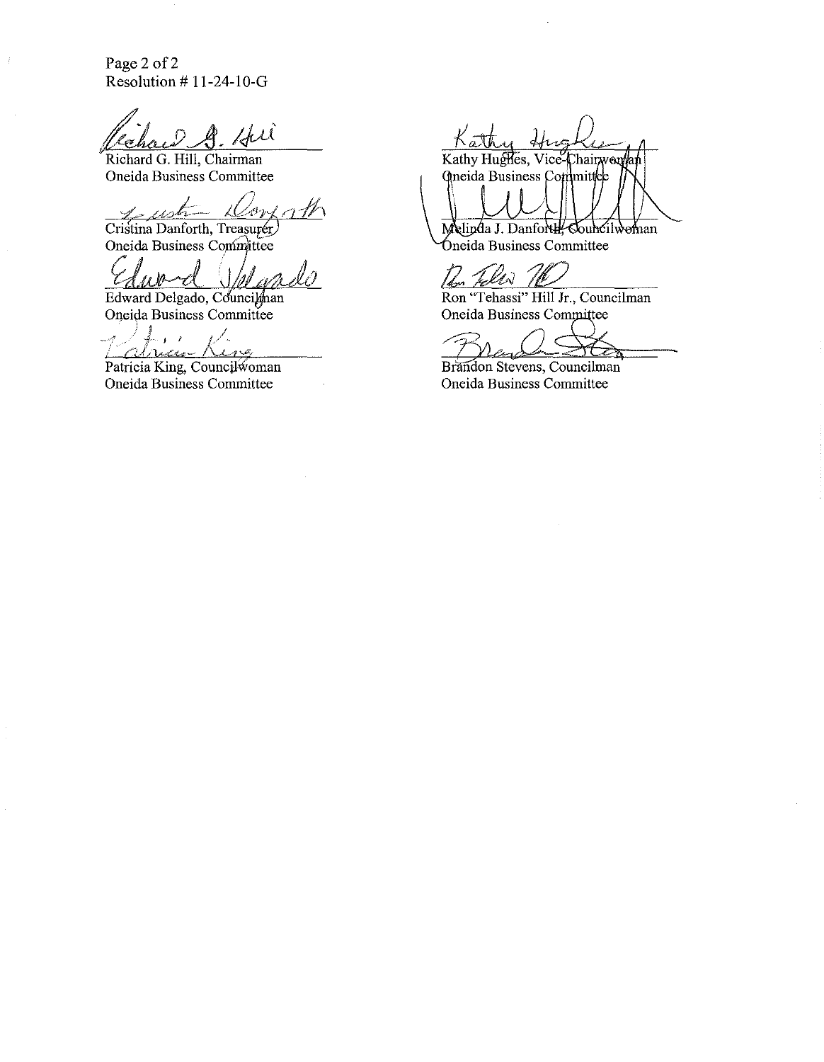Resolution # 11-24-10-G

Richard G. Hill, Chairman
Oneida Business Committee

Kathy Hughes, Vice-Chairwoman
Oneida Business Committee

Cristina Danforth, Treasurer
Oneida Business Committee

Melinda J. Danforth, Councilwoman
Oneida Business Committee

Edward Delgado, Councilman
Oneida Business Committee

Ron "Tehassi" Hill Jr., Councilman
Oneida Business Committee

Patricia King, Councilwoman
Oneida Business Committee

Brandon Stevens, Councilman
Oneida Business Committee